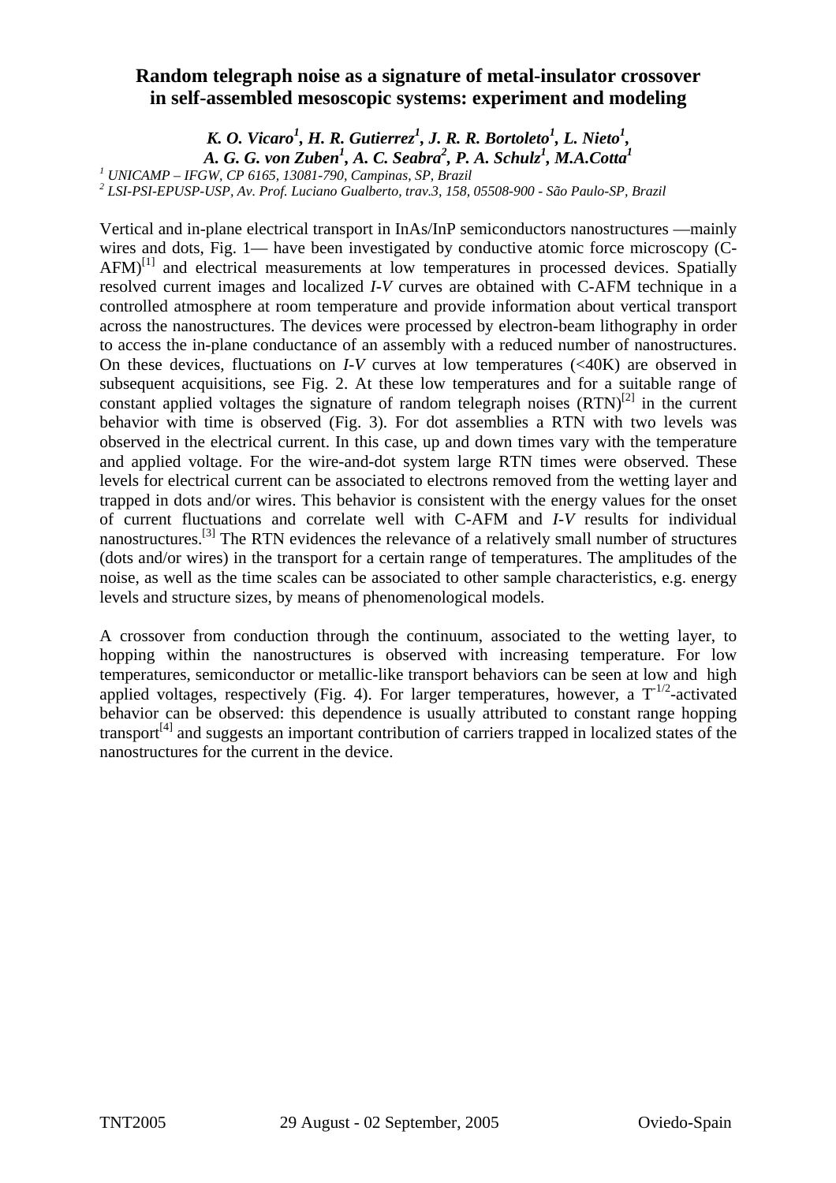# Random telegraph noise as a signature of metal-insulator crossover in self-assembled mesoscopic systems: experiment and modeling

***K. O. Vicaro*[1]*, H. R. Gutierrez*[1]*, J. R. R. Bortoleto*[1]*, L. Nieto*[1]*, A. G. G. von Zuben*[1]*, A. C. Seabra*[2]*, P. A. Schulz*[1]*, M.A.Cotta*[1]**

[1] *UNICAMP – IFGW, CP 6165, 13081-790, Campinas, SP, Brazil*
[2] *LSI-PSI-EPUSP-USP, Av. Prof. Luciano Gualberto, trav.3, 158, 05508-900 - São Paulo-SP, Brazil*

Vertical and in-plane electrical transport in InAs/InP semiconductors nanostructures —mainly wires and dots, Fig. 1— have been investigated by conductive atomic force microscopy (C-AFM)[1] and electrical measurements at low temperatures in processed devices. Spatially resolved current images and localized *I-V* curves are obtained with C-AFM technique in a controlled atmosphere at room temperature and provide information about vertical transport across the nanostructures. The devices were processed by electron-beam lithography in order to access the in-plane conductance of an assembly with a reduced number of nanostructures. On these devices, fluctuations on *I-V* curves at low temperatures (<40K) are observed in subsequent acquisitions, see Fig. 2. At these low temperatures and for a suitable range of constant applied voltages the signature of random telegraph noises (RTN)[2] in the current behavior with time is observed (Fig. 3). For dot assemblies a RTN with two levels was observed in the electrical current. In this case, up and down times vary with the temperature and applied voltage. For the wire-and-dot system large RTN times were observed. These levels for electrical current can be associated to electrons removed from the wetting layer and trapped in dots and/or wires. This behavior is consistent with the energy values for the onset of current fluctuations and correlate well with C-AFM and *I-V* results for individual nanostructures.[3] The RTN evidences the relevance of a relatively small number of structures (dots and/or wires) in the transport for a certain range of temperatures. The amplitudes of the noise, as well as the time scales can be associated to other sample characteristics, e.g. energy levels and structure sizes, by means of phenomenological models.

A crossover from conduction through the continuum, associated to the wetting layer, to hopping within the nanostructures is observed with increasing temperature. For low temperatures, semiconductor or metallic-like transport behaviors can be seen at low and high applied voltages, respectively (Fig. 4). For larger temperatures, however, a $T^{-1/2}$-activated behavior can be observed: this dependence is usually attributed to constant range hopping transport[4] and suggests an important contribution of carriers trapped in localized states of the nanostructures for the current in the device.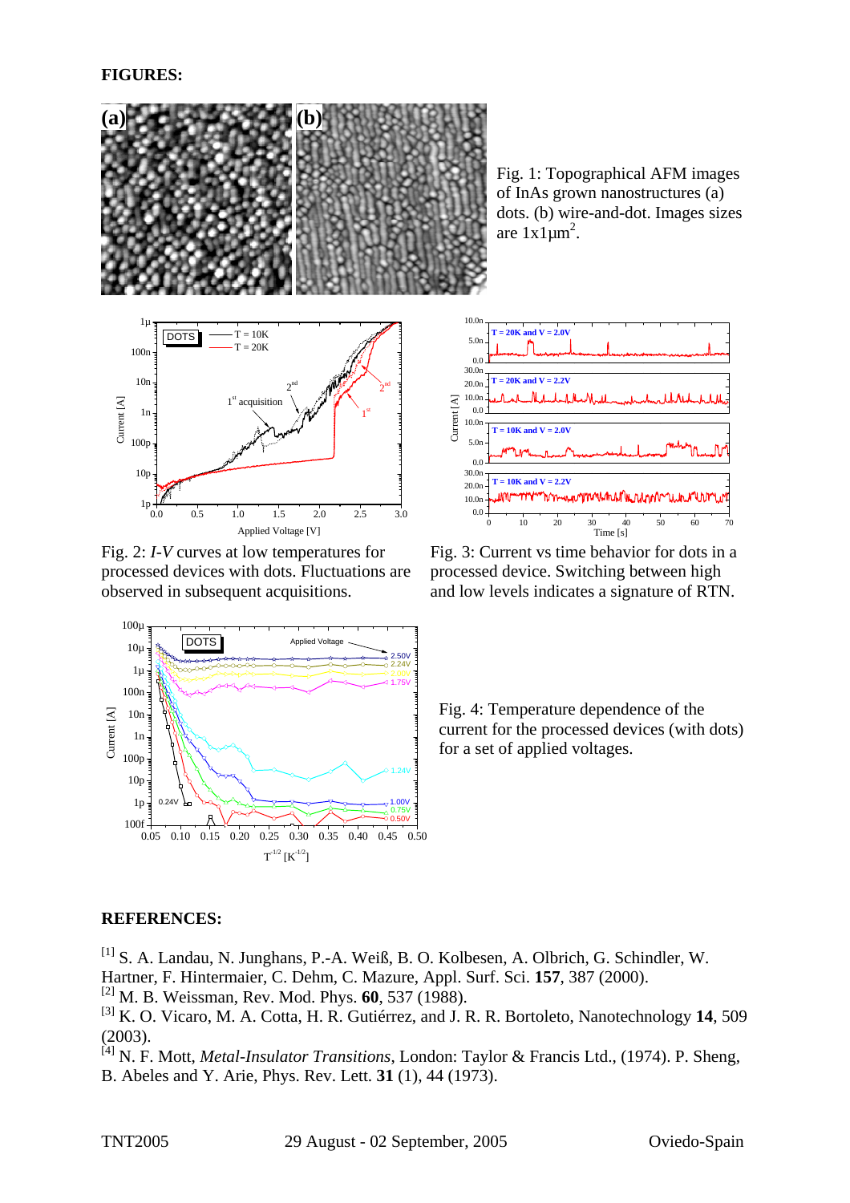**FIGURES:**

(a) (b)

Fig. 1: Topographical AFM images of InAs grown nanostructures (a) dots. (b) wire-and-dot. Images sizes are 1x1µm$^2$.

DOTS

T = 10K

T = 20K

1$^{st}$ acquisition

2$^{nd}$

2$^{nd}$

1$^{st}$

Current [A]

1µ

100n

10n

1n

100p

10p

1p

0.0 0.5 1.0 1.5 2.0 2.5 3.0

Applied Voltage [V]

Fig. 2: *I-V* curves at low temperatures for processed devices with dots. Fluctuations are observed in subsequent acquisitions.

T = 20K and V = 2.0V

T = 20K and V = 2.2V

T = 10K and V = 2.0V

T = 10K and V = 2.2V

Current [A]

10.0n 5.0n 0.0

30.0n 20.0n 10.0n 0.0

10.0n 5.0n 0.0

30.0n 20.0n 10.0n 0.0

0 10 20 30 40 50 60 70

Time [s]

Fig. 3: Current vs time behavior for dots in a processed device. Switching between high and low levels indicates a signature of RTN.

DOTS

Applied Voltage

2.50V

2.24V

2.00V

1.75V

1.24V

1.00V

0.75V

0.50V

0.24V

Current [A]

100µ

10µ

1µ

100n

10n

1n

100p

10p

1p

100f

0.05 0.10 0.15 0.20 0.25 0.30 0.35 0.40 0.45 0.50

$T^{-1/2}$ [$K^{-1/2}$]

Fig. 4: Temperature dependence of the current for the processed devices (with dots) for a set of applied voltages.

**REFERENCES:**

[1] S. A. Landau, N. Junghans, P.-A. Weiß, B. O. Kolbesen, A. Olbrich, G. Schindler, W. Hartner, F. Hintermaier, C. Dehm, C. Mazure, Appl. Surf. Sci. **157**, 387 (2000).

[2] M. B. Weissman, Rev. Mod. Phys. **60**, 537 (1988).

[3] K. O. Vicaro, M. A. Cotta, H. R. Gutiérrez, and J. R. R. Bortoleto, Nanotechnology **14**, 509 (2003).

[4] N. F. Mott, *Metal-Insulator Transitions*, London: Taylor & Francis Ltd., (1974). P. Sheng, B. Abeles and Y. Arie, Phys. Rev. Lett. **31** (1), 44 (1973).